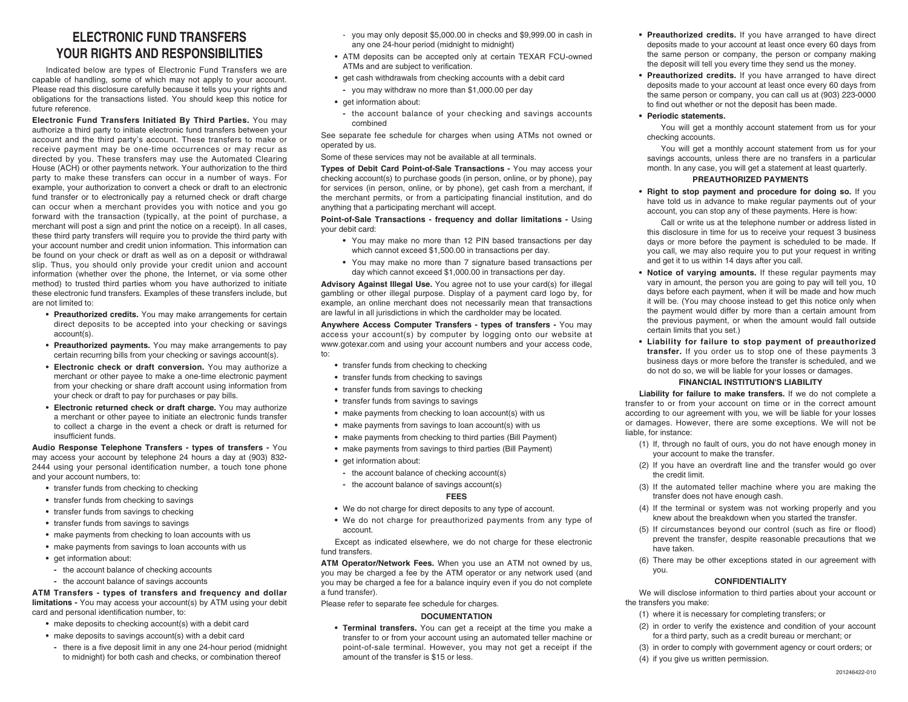# ELECTRONIC FUND TRANSFERS YOUR RIGHTS AND RESPONSIBILITIES

Indicated below are types of Electronic Fund Transfers we are capable of handling, some of which may not apply to your account. Please read this disclosure carefully because it tells you your rights and obligations for the transactions listed. You should keep this notice for future reference.

**Electronic Fund Transfers Initiated By Third Parties.** You may authorize a third party to initiate electronic fund transfers between your account and the third party's account. These transfers to make or receive payment may be one-time occurrences or may recur as directed by you. These transfers may use the Automated Clearing House (ACH) or other payments network. Your authorization to the third party to make these transfers can occur in a number of ways. For example, your authorization to convert a check or draft to an electronic fund transfer or to electronically pay a returned check or draft charge can occur when a merchant provides you with notice and you go forward with the transaction (typically, at the point of purchase, a merchant will post a sign and print the notice on a receipt). In all cases, these third party transfers will require you to provide the third party with your account number and credit union information. This information can be found on your check or draft as well as on a deposit or withdrawal slip. Thus, you should only provide your credit union and account information (whether over the phone, the Internet, or via some other method) to trusted third parties whom you have authorized to initiate these electronic fund transfers. Examples of these transfers include, but are not limited to:

- **Preauthorized credits.** You may make arrangements for certain direct deposits to be accepted into your checking or savings account(s).
- **Preauthorized payments.** You may make arrangements to pay certain recurring bills from your checking or savings account(s).
- **Electronic check or draft conversion.** You may authorize a merchant or other payee to make a one-time electronic payment from your checking or share draft account using information from your check or draft to pay for purchases or pay bills.
- **Electronic returned check or draft charge.** You may authorize a merchant or other payee to initiate an electronic funds transfer to collect a charge in the event a check or draft is returned for insufficient funds.

**Audio Response Telephone Transfers - types of transfers -** You may access your account by telephone 24 hours a day at (903) 832-2444 using your personal identification number, a touch tone phone and your account numbers, to:

- transfer funds from checking to checking
- transfer funds from checking to savings
- transfer funds from savings to checking
- transfer funds from savings to savings
- make payments from checking to loan accounts with us
- make payments from savings to loan accounts with us
- get information about:
  - the account balance of checking accounts
  - the account balance of savings accounts

**ATM Transfers - types of transfers and frequency and dollar limitations -** You may access your account(s) by ATM using your debit card and personal identification number, to:

- make deposits to checking account(s) with a debit card
- make deposits to savings account(s) with a debit card
  - there is a five deposit limit in any one 24-hour period (midnight to midnight) for both cash and checks, or combination thereof
  - you may only deposit $5,000.00 in checks and $9,999.00 in cash in any one 24-hour period (midnight to midnight)
- ATM deposits can be accepted only at certain TEXAR FCU-owned ATMs and are subject to verification.
- get cash withdrawals from checking accounts with a debit card
  - you may withdraw no more than $1,000.00 per day
- get information about:
  - the account balance of your checking and savings accounts combined

See separate fee schedule for charges when using ATMs not owned or operated by us.

Some of these services may not be available at all terminals.

**Types of Debit Card Point-of-Sale Transactions -** You may access your checking account(s) to purchase goods (in person, online, or by phone), pay for services (in person, online, or by phone), get cash from a merchant, if the merchant permits, or from a participating financial institution, and do anything that a participating merchant will accept.

**Point-of-Sale Transactions - frequency and dollar limitations -** Using your debit card:

- You may make no more than 12 PIN based transactions per day which cannot exceed $1,500.00 in transactions per day.
- You may make no more than 7 signature based transactions per day which cannot exceed $1,000.00 in transactions per day.

**Advisory Against Illegal Use.** You agree not to use your card(s) for illegal gambling or other illegal purpose. Display of a payment card logo by, for example, an online merchant does not necessarily mean that transactions are lawful in all jurisdictions in which the cardholder may be located.

**Anywhere Access Computer Transfers - types of transfers -** You may access your account(s) by computer by logging onto our website at www.gotexar.com and using your account numbers and your access code, to:

- transfer funds from checking to checking
- transfer funds from checking to savings
- transfer funds from savings to checking
- transfer funds from savings to savings
- make payments from checking to loan account(s) with us
- make payments from savings to loan account(s) with us
- make payments from checking to third parties (Bill Payment)
- make payments from savings to third parties (Bill Payment)
- get information about:
  - the account balance of checking account(s)
  - the account balance of savings account(s)

### FEES

- We do not charge for direct deposits to any type of account.
- We do not charge for preauthorized payments from any type of account.

Except as indicated elsewhere, we do not charge for these electronic fund transfers.

**ATM Operator/Network Fees.** When you use an ATM not owned by us, you may be charged a fee by the ATM operator or any network used (and you may be charged a fee for a balance inquiry even if you do not complete a fund transfer).

Please refer to separate fee schedule for charges.

### DOCUMENTATION

- **Terminal transfers.** You can get a receipt at the time you make a transfer to or from your account using an automated teller machine or point-of-sale terminal. However, you may not get a receipt if the amount of the transfer is $15 or less.
- **Preauthorized credits.** If you have arranged to have direct deposits made to your account at least once every 60 days from the same person or company, the person or company making the deposit will tell you every time they send us the money.
- **Preauthorized credits.** If you have arranged to have direct deposits made to your account at least once every 60 days from the same person or company, you can call us at (903) 223-0000 to find out whether or not the deposit has been made.
- **Periodic statements.**

  You will get a monthly account statement from us for your checking accounts.

  You will get a monthly account statement from us for your savings accounts, unless there are no transfers in a particular month. In any case, you will get a statement at least quarterly.

### PREAUTHORIZED PAYMENTS

- **Right to stop payment and procedure for doing so.** If you have told us in advance to make regular payments out of your account, you can stop any of these payments. Here is how:

  Call or write us at the telephone number or address listed in this disclosure in time for us to receive your request 3 business days or more before the payment is scheduled to be made. If you call, we may also require you to put your request in writing and get it to us within 14 days after you call.

- **Notice of varying amounts.** If these regular payments may vary in amount, the person you are going to pay will tell you, 10 days before each payment, when it will be made and how much it will be. (You may choose instead to get this notice only when the payment would differ by more than a certain amount from the previous payment, or when the amount would fall outside certain limits that you set.)
- **Liability for failure to stop payment of preauthorized transfer.** If you order us to stop one of these payments 3 business days or more before the transfer is scheduled, and we do not do so, we will be liable for your losses or damages.

### FINANCIAL INSTITUTION'S LIABILITY

**Liability for failure to make transfers.** If we do not complete a transfer to or from your account on time or in the correct amount according to our agreement with you, we will be liable for your losses or damages. However, there are some exceptions. We will not be liable, for instance:

(1) If, through no fault of ours, you do not have enough money in your account to make the transfer.

(2) If you have an overdraft line and the transfer would go over the credit limit.

(3) If the automated teller machine where you are making the transfer does not have enough cash.

(4) If the terminal or system was not working properly and you knew about the breakdown when you started the transfer.

(5) If circumstances beyond our control (such as fire or flood) prevent the transfer, despite reasonable precautions that we have taken.

(6) There may be other exceptions stated in our agreement with you.

### CONFIDENTIALITY

We will disclose information to third parties about your account or the transfers you make:

(1) where it is necessary for completing transfers; or

(2) in order to verify the existence and condition of your account for a third party, such as a credit bureau or merchant; or

(3) in order to comply with government agency or court orders; or

(4) if you give us written permission.

201246422-010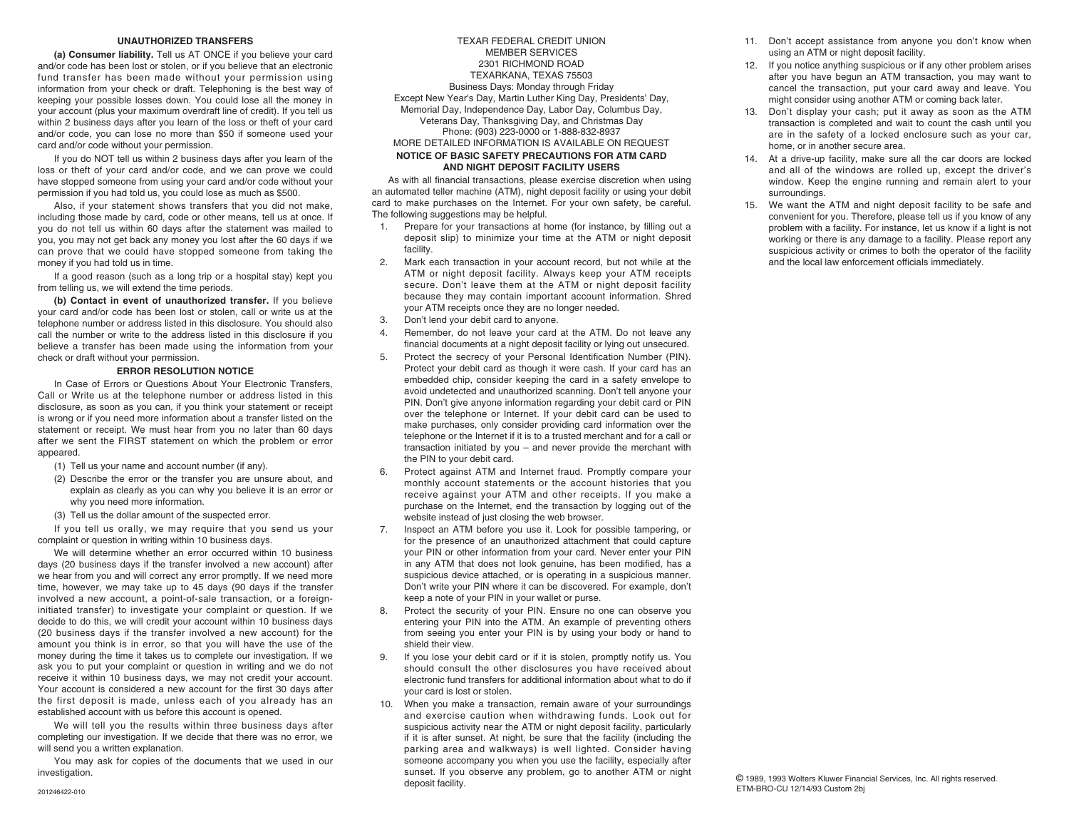## UNAUTHORIZED TRANSFERS

**(a) Consumer liability.** Tell us AT ONCE if you believe your card and/or code has been lost or stolen, or if you believe that an electronic fund transfer has been made without your permission using information from your check or draft. Telephoning is the best way of keeping your possible losses down. You could lose all the money in your account (plus your maximum overdraft line of credit). If you tell us within 2 business days after you learn of the loss or theft of your card and/or code, you can lose no more than $50 if someone used your card and/or code without your permission.

If you do NOT tell us within 2 business days after you learn of the loss or theft of your card and/or code, and we can prove we could have stopped someone from using your card and/or code without your permission if you had told us, you could lose as much as $500.

Also, if your statement shows transfers that you did not make, including those made by card, code or other means, tell us at once. If you do not tell us within 60 days after the statement was mailed to you, you may not get back any money you lost after the 60 days if we can prove that we could have stopped someone from taking the money if you had told us in time.

If a good reason (such as a long trip or a hospital stay) kept you from telling us, we will extend the time periods.

**(b) Contact in event of unauthorized transfer.** If you believe your card and/or code has been lost or stolen, call or write us at the telephone number or address listed in this disclosure. You should also call the number or write to the address listed in this disclosure if you believe a transfer has been made using the information from your check or draft without your permission.

## ERROR RESOLUTION NOTICE

In Case of Errors or Questions About Your Electronic Transfers, Call or Write us at the telephone number or address listed in this disclosure, as soon as you can, if you think your statement or receipt is wrong or if you need more information about a transfer listed on the statement or receipt. We must hear from you no later than 60 days after we sent the FIRST statement on which the problem or error appeared.

(1) Tell us your name and account number (if any).

(2) Describe the error or the transfer you are unsure about, and explain as clearly as you can why you believe it is an error or why you need more information.

(3) Tell us the dollar amount of the suspected error.

If you tell us orally, we may require that you send us your complaint or question in writing within 10 business days.

We will determine whether an error occurred within 10 business days (20 business days if the transfer involved a new account) after we hear from you and will correct any error promptly. If we need more time, however, we may take up to 45 days (90 days if the transfer involved a new account, a point-of-sale transaction, or a foreign-initiated transfer) to investigate your complaint or question. If we decide to do this, we will credit your account within 10 business days (20 business days if the transfer involved a new account) for the amount you think is in error, so that you will have the use of the money during the time it takes us to complete our investigation. If we ask you to put your complaint or question in writing and we do not receive it within 10 business days, we may not credit your account. Your account is considered a new account for the first 30 days after the first deposit is made, unless each of you already has an established account with us before this account is opened.

We will tell you the results within three business days after completing our investigation. If we decide that there was no error, we will send you a written explanation.

You may ask for copies of the documents that we used in our investigation.

201246422-010

TEXAR FEDERAL CREDIT UNION
MEMBER SERVICES
2301 RICHMOND ROAD
TEXARKANA, TEXAS 75503
Business Days: Monday through Friday
Except New Year's Day, Martin Luther King Day, Presidents' Day, Memorial Day, Independence Day, Labor Day, Columbus Day, Veterans Day, Thanksgiving Day, and Christmas Day
Phone: (903) 223-0000 or 1-888-832-8937
MORE DETAILED INFORMATION IS AVAILABLE ON REQUEST

## NOTICE OF BASIC SAFETY PRECAUTIONS FOR ATM CARD AND NIGHT DEPOSIT FACILITY USERS

As with all financial transactions, please exercise discretion when using an automated teller machine (ATM), night deposit facility or using your debit card to make purchases on the Internet. For your own safety, be careful. The following suggestions may be helpful.

1. Prepare for your transactions at home (for instance, by filling out a deposit slip) to minimize your time at the ATM or night deposit facility.
2. Mark each transaction in your account record, but not while at the ATM or night deposit facility. Always keep your ATM receipts secure. Don't leave them at the ATM or night deposit facility because they may contain important account information. Shred your ATM receipts once they are no longer needed.
3. Don't lend your debit card to anyone.
4. Remember, do not leave your card at the ATM. Do not leave any financial documents at a night deposit facility or lying out unsecured.
5. Protect the secrecy of your Personal Identification Number (PIN). Protect your debit card as though it were cash. If your card has an embedded chip, consider keeping the card in a safety envelope to avoid undetected and unauthorized scanning. Don't tell anyone your PIN. Don't give anyone information regarding your debit card or PIN over the telephone or Internet. If your debit card can be used to make purchases, only consider providing card information over the telephone or the Internet if it is to a trusted merchant and for a call or transaction initiated by you – and never provide the merchant with the PIN to your debit card.
6. Protect against ATM and Internet fraud. Promptly compare your monthly account statements or the account histories that you receive against your ATM and other receipts. If you make a purchase on the Internet, end the transaction by logging out of the website instead of just closing the web browser.
7. Inspect an ATM before you use it. Look for possible tampering, or for the presence of an unauthorized attachment that could capture your PIN or other information from your card. Never enter your PIN in any ATM that does not look genuine, has been modified, has a suspicious device attached, or is operating in a suspicious manner. Don't write your PIN where it can be discovered. For example, don't keep a note of your PIN in your wallet or purse.
8. Protect the security of your PIN. Ensure no one can observe you entering your PIN into the ATM. An example of preventing others from seeing you enter your PIN is by using your body or hand to shield their view.
9. If you lose your debit card or if it is stolen, promptly notify us. You should consult the other disclosures you have received about electronic fund transfers for additional information about what to do if your card is lost or stolen.
10. When you make a transaction, remain aware of your surroundings and exercise caution when withdrawing funds. Look out for suspicious activity near the ATM or night deposit facility, particularly if it is after sunset. At night, be sure that the facility (including the parking area and walkways) is well lighted. Consider having someone accompany you when you use the facility, especially after sunset. If you observe any problem, go to another ATM or night deposit facility.
11. Don't accept assistance from anyone you don't know when using an ATM or night deposit facility.
12. If you notice anything suspicious or if any other problem arises after you have begun an ATM transaction, you may want to cancel the transaction, put your card away and leave. You might consider using another ATM or coming back later.
13. Don't display your cash; put it away as soon as the ATM transaction is completed and wait to count the cash until you are in the safety of a locked enclosure such as your car, home, or in another secure area.
14. At a drive-up facility, make sure all the car doors are locked and all of the windows are rolled up, except the driver's window. Keep the engine running and remain alert to your surroundings.
15. We want the ATM and night deposit facility to be safe and convenient for you. Therefore, please tell us if you know of any problem with a facility. For instance, let us know if a light is not working or there is any damage to a facility. Please report any suspicious activity or crimes to both the operator of the facility and the local law enforcement officials immediately.

© 1989, 1993 Wolters Kluwer Financial Services, Inc. All rights reserved.
ETM-BRO-CU 12/14/93 Custom 2bj